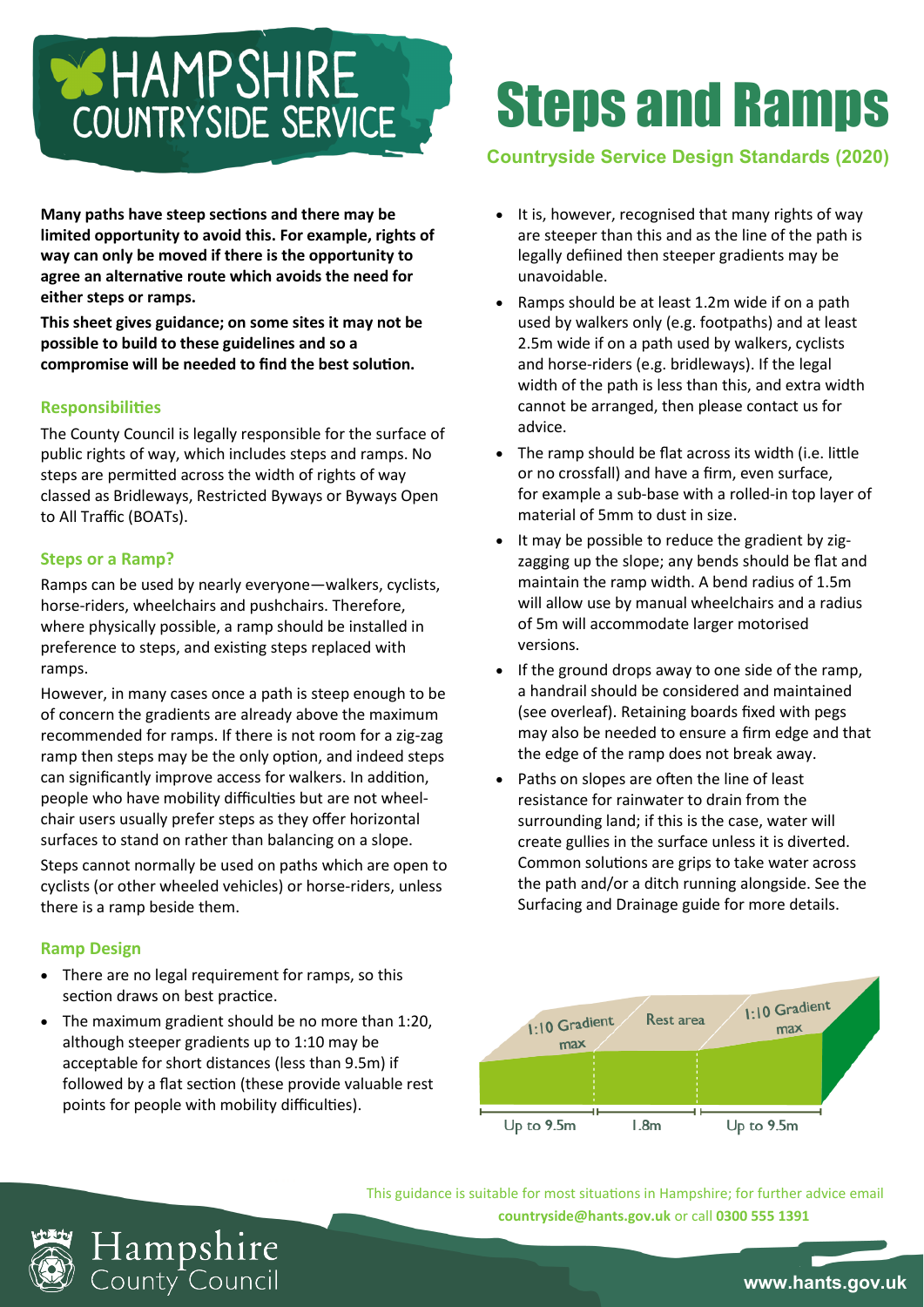# Steps and Ramps

**Countryside Service Design Standards (2020)**

**Many paths have steep sections and there may be limited opportunity to avoid this. For example, rights of way can only be moved if there is the opportunity to agree an alternative route which avoids the need for either steps or ramps.**

**This sheet gives guidance; on some sites it may not be possible to build to these guidelines and so a compromise will be needed to find the best solution.**

## Responsibilities

The County Council is legally responsible for the surface of public rights of way, which includes steps and ramps. No steps are permitted across the width of rights of way classed as Bridleways, Restricted Byways or Byways Open to All Traffic (BOATs).

## Steps or a Ramp?

Ramps can be used by nearly everyone—walkers, cyclists, horse-riders, wheelchairs and pushchairs. Therefore, where physically possible, a ramp should be installed in preference to steps, and existing steps replaced with ramps.

However, in many cases once a path is steep enough to be of concern the gradients are already above the maximum recommended for ramps. If there is not room for a zig-zag ramp then steps may be the only option, and indeed steps can significantly improve access for walkers. In addition, people who have mobility difficulties but are not wheelchair users usually prefer steps as they offer horizontal surfaces to stand on rather than balancing on a slope.

Steps cannot normally be used on paths which are open to cyclists (or other wheeled vehicles) or horse-riders, unless there is a ramp beside them.

## Ramp Design

- There are no legal requirement for ramps, so this section draws on best practice.
- The maximum gradient should be no more than 1:20, although steeper gradients up to 1:10 may be acceptable for short distances (less than 9.5m) if followed by a flat section (these provide valuable rest points for people with mobility difficulties).
- It is, however, recognised that many rights of way are steeper than this and as the line of the path is legally defiined then steeper gradients may be unavoidable.
- Ramps should be at least 1.2m wide if on a path used by walkers only (e.g. footpaths) and at least 2.5m wide if on a path used by walkers, cyclists and horse-riders (e.g. bridleways). If the legal width of the path is less than this, and extra width cannot be arranged, then please contact us for advice.
- The ramp should be flat across its width (i.e. little or no crossfall) and have a firm, even surface, for example a sub-base with a rolled-in top layer of material of 5mm to dust in size.
- It may be possible to reduce the gradient by zig-zagging up the slope; any bends should be flat and maintain the ramp width. A bend radius of 1.5m will allow use by manual wheelchairs and a radius of 5m will accommodate larger motorised versions.
- If the ground drops away to one side of the ramp, a handrail should be considered and maintained (see overleaf). Retaining boards fixed with pegs may also be needed to ensure a firm edge and that the edge of the ramp does not break away.
- Paths on slopes are often the line of least resistance for rainwater to drain from the surrounding land; if this is the case, water will create gullies in the surface unless it is diverted. Common solutions are grips to take water across the path and/or a ditch running alongside. See the Surfacing and Drainage guide for more details.

1:10 Gradient max | Rest area | 1:10 Gradient max

Up to 9.5m | 1.8m | Up to 9.5m

This guidance is suitable for most situations in Hampshire; for further advice email **countryside@hants.gov.uk** or call **0300 555 1391**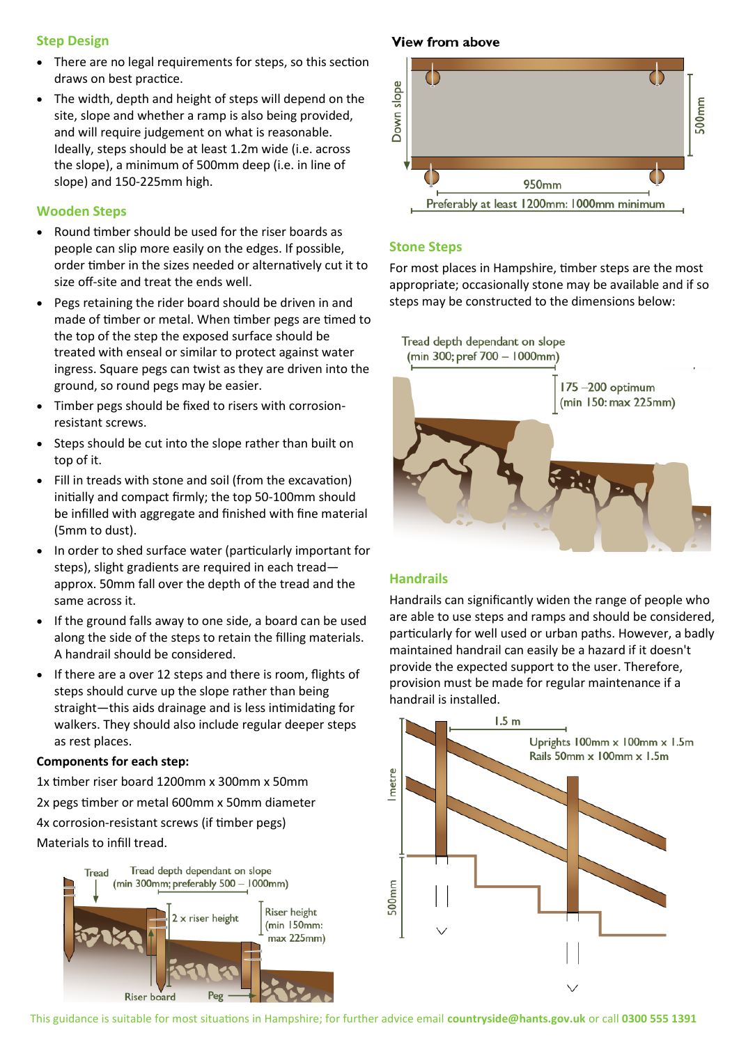## Step Design

- There are no legal requirements for steps, so this section draws on best practice.
- The width, depth and height of steps will depend on the site, slope and whether a ramp is also being provided, and will require judgement on what is reasonable. Ideally, steps should be at least 1.2m wide (i.e. across the slope), a minimum of 500mm deep (i.e. in line of slope) and 150-225mm high.

## Wooden Steps

- Round timber should be used for the riser boards as people can slip more easily on the edges. If possible, order timber in the sizes needed or alternatively cut it to size off-site and treat the ends well.
- Pegs retaining the rider board should be driven in and made of timber or metal. When timber pegs are timed to the top of the step the exposed surface should be treated with enseal or similar to protect against water ingress. Square pegs can twist as they are driven into the ground, so round pegs may be easier.
- Timber pegs should be fixed to risers with corrosion-resistant screws.
- Steps should be cut into the slope rather than built on top of it.
- Fill in treads with stone and soil (from the excavation) initially and compact firmly; the top 50-100mm should be infilled with aggregate and finished with fine material (5mm to dust).
- In order to shed surface water (particularly important for steps), slight gradients are required in each tread—approx. 50mm fall over the depth of the tread and the same across it.
- If the ground falls away to one side, a board can be used along the side of the steps to retain the filling materials. A handrail should be considered.
- If there are a over 12 steps and there is room, flights of steps should curve up the slope rather than being straight—this aids drainage and is less intimidating for walkers. They should also include regular deeper steps as rest places.

**Components for each step:**

1x timber riser board 1200mm x 300mm x 50mm

2x pegs timber or metal 600mm x 50mm diameter

4x corrosion-resistant screws (if timber pegs)

Materials to infill tread.

Tread
Tread depth dependant on slope (min 300mm; preferably 500 – 1000mm)
2 x riser height
Riser height (min 150mm: max 225mm)
Riser board
Peg

**View from above**

Down slope
500mm
950mm
Preferably at least 1200mm: 1000mm minimum

## Stone Steps

For most places in Hampshire, timber steps are the most appropriate; occasionally stone may be available and if so steps may be constructed to the dimensions below:

Tread depth dependant on slope (min 300; pref 700 – 1000mm)
175 –200 optimum (min 150: max 225mm)

## Handrails

Handrails can significantly widen the range of people who are able to use steps and ramps and should be considered, particularly for well used or urban paths. However, a badly maintained handrail can easily be a hazard if it doesn't provide the expected support to the user. Therefore, provision must be made for regular maintenance if a handrail is installed.

1.5 m
Uprights 100mm x 100mm x 1.5m
Rails 50mm x 100mm x 1.5m
1metre
500mm

This guidance is suitable for most situations in Hampshire; for further advice email **countryside@hants.gov.uk** or call **0300 555 1391**